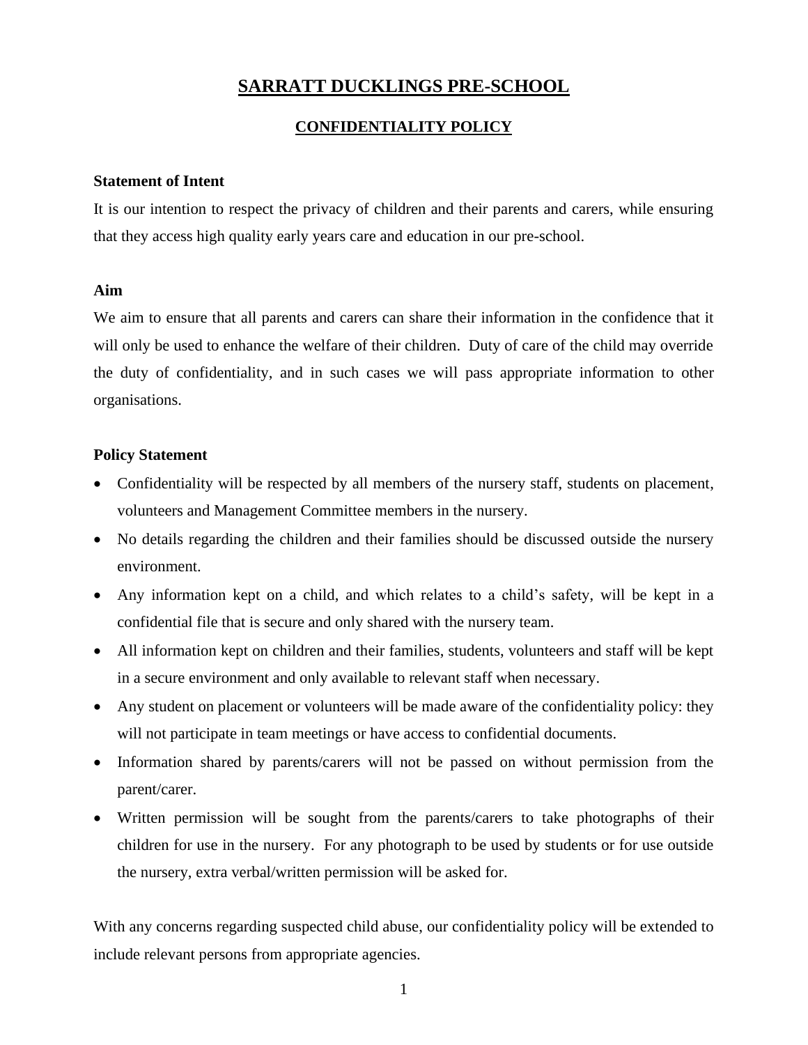# SARRATT DUCKLINGS PRE-SCHOOL

## CONFIDENTIALITY POLICY

**Statement of Intent**

It is our intention to respect the privacy of children and their parents and carers, while ensuring that they access high quality early years care and education in our pre-school.

**Aim**

We aim to ensure that all parents and carers can share their information in the confidence that it will only be used to enhance the welfare of their children. Duty of care of the child may override the duty of confidentiality, and in such cases we will pass appropriate information to other organisations.

**Policy Statement**

- Confidentiality will be respected by all members of the nursery staff, students on placement, volunteers and Management Committee members in the nursery.
- No details regarding the children and their families should be discussed outside the nursery environment.
- Any information kept on a child, and which relates to a child's safety, will be kept in a confidential file that is secure and only shared with the nursery team.
- All information kept on children and their families, students, volunteers and staff will be kept in a secure environment and only available to relevant staff when necessary.
- Any student on placement or volunteers will be made aware of the confidentiality policy: they will not participate in team meetings or have access to confidential documents.
- Information shared by parents/carers will not be passed on without permission from the parent/carer.
- Written permission will be sought from the parents/carers to take photographs of their children for use in the nursery. For any photograph to be used by students or for use outside the nursery, extra verbal/written permission will be asked for.

With any concerns regarding suspected child abuse, our confidentiality policy will be extended to include relevant persons from appropriate agencies.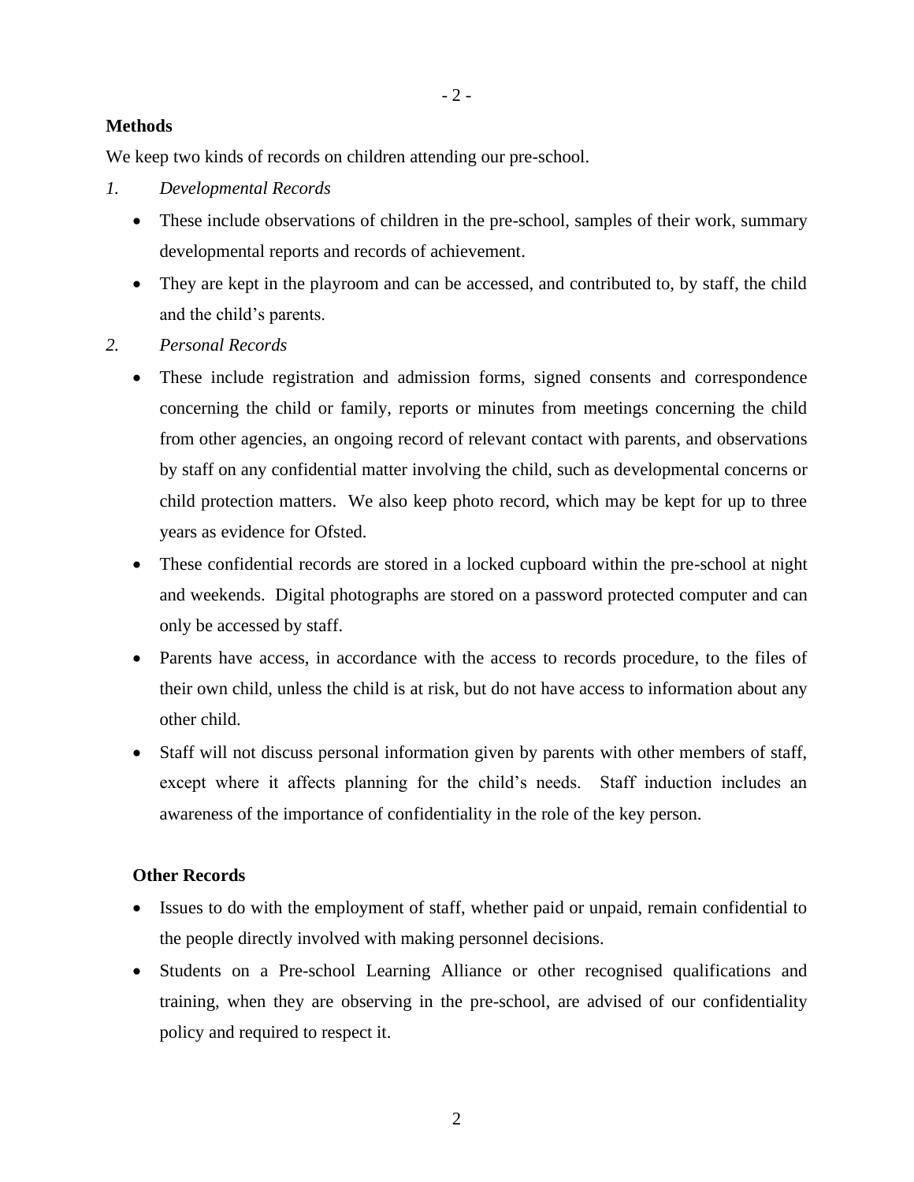**Methods**

We keep two kinds of records on children attending our pre-school.

*1. Developmental Records*

- These include observations of children in the pre-school, samples of their work, summary developmental reports and records of achievement.
- They are kept in the playroom and can be accessed, and contributed to, by staff, the child and the child's parents.

*2. Personal Records*

- These include registration and admission forms, signed consents and correspondence concerning the child or family, reports or minutes from meetings concerning the child from other agencies, an ongoing record of relevant contact with parents, and observations by staff on any confidential matter involving the child, such as developmental concerns or child protection matters. We also keep photo record, which may be kept for up to three years as evidence for Ofsted.
- These confidential records are stored in a locked cupboard within the pre-school at night and weekends. Digital photographs are stored on a password protected computer and can only be accessed by staff.
- Parents have access, in accordance with the access to records procedure, to the files of their own child, unless the child is at risk, but do not have access to information about any other child.
- Staff will not discuss personal information given by parents with other members of staff, except where it affects planning for the child's needs. Staff induction includes an awareness of the importance of confidentiality in the role of the key person.

**Other Records**

- Issues to do with the employment of staff, whether paid or unpaid, remain confidential to the people directly involved with making personnel decisions.
- Students on a Pre-school Learning Alliance or other recognised qualifications and training, when they are observing in the pre-school, are advised of our confidentiality policy and required to respect it.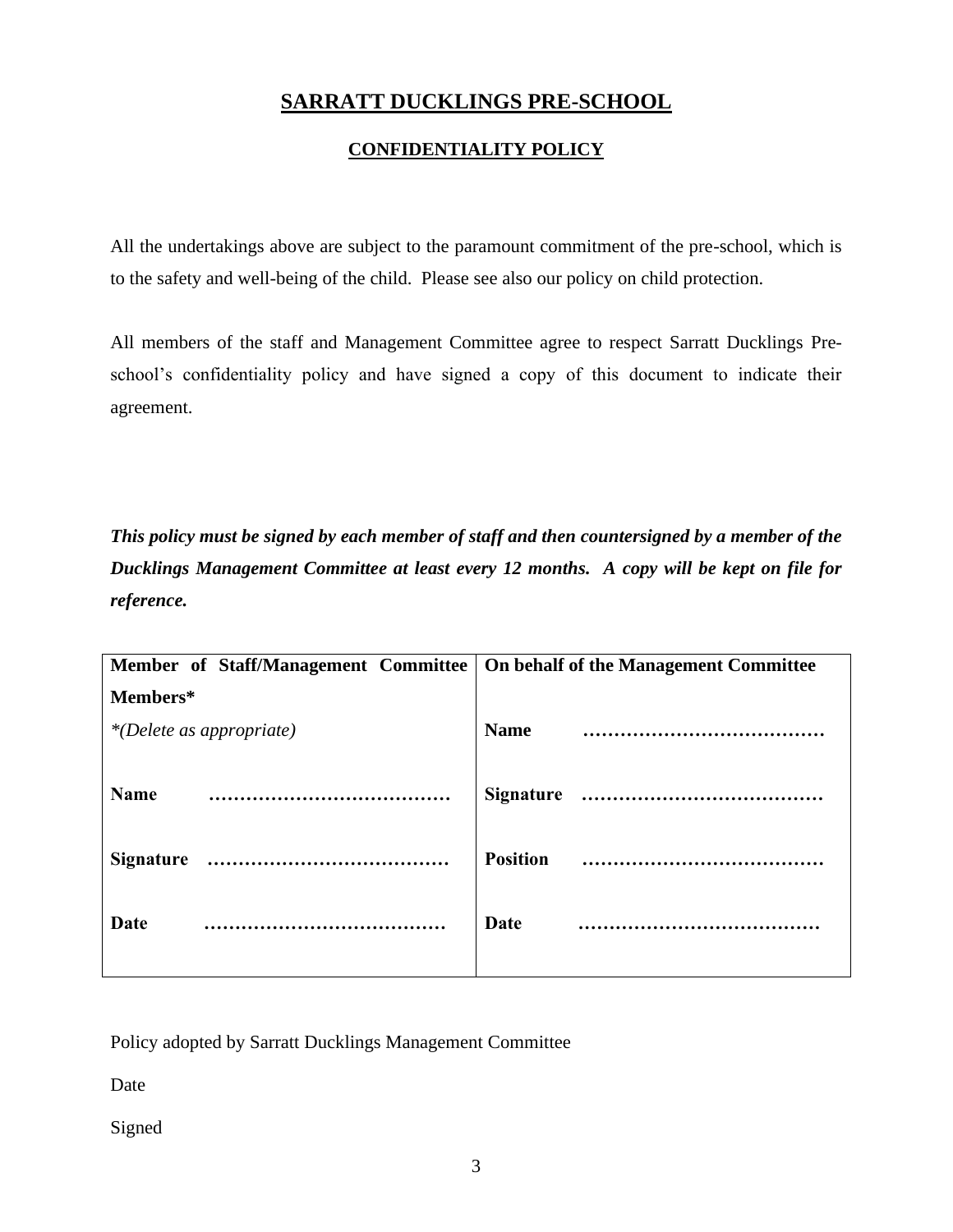# SARRATT DUCKLINGS PRE-SCHOOL

## CONFIDENTIALITY POLICY

All the undertakings above are subject to the paramount commitment of the pre-school, which is to the safety and well-being of the child. Please see also our policy on child protection.

All members of the staff and Management Committee agree to respect Sarratt Ducklings Pre-school's confidentiality policy and have signed a copy of this document to indicate their agreement.

***This policy must be signed by each member of staff and then countersigned by a member of the Ducklings Management Committee at least every 12 months. A copy will be kept on file for reference.***

| **Member of Staff/Management Committee Members*** | **On behalf of the Management Committee** |
|---|---|
| *\*(Delete as appropriate)* | **Name** ………………………………… |
| **Name** ………………………………… | **Signature** ………………………………… |
| **Signature** ………………………………… | **Position** ………………………………… |
| **Date** ………………………………… | **Date** ………………………………… |

Policy adopted by Sarratt Ducklings Management Committee

Date

Signed